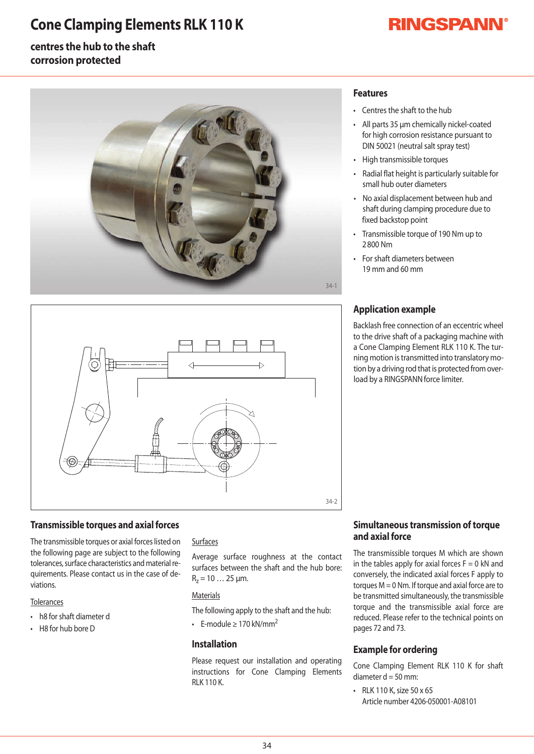# Cone Clamping Elements RLK 110 K

**centres the hub to the shaft**
**corrosion protected**

RINGSPANN®

34-1

34-2

## Features

- Centres the shaft to the hub
- All parts 35 µm chemically nickel-coated for high corrosion resistance pursuant to DIN 50021 (neutral salt spray test)
- High transmissible torques
- Radial flat height is particularly suitable for small hub outer diameters
- No axial displacement between hub and shaft during clamping procedure due to fixed backstop point
- Transmissible torque of 190 Nm up to 2800 Nm
- For shaft diameters between 19 mm and 60 mm

## Application example

Backlash free connection of an eccentric wheel to the drive shaft of a packaging machine with a Cone Clamping Element RLK 110 K. The turning motion is transmitted into translatory motion by a driving rod that is protected from overload by a RINGSPANN force limiter.

## Transmissible torques and axial forces

The transmissible torques or axial forces listed on the following page are subject to the following tolerances, surface characteristics and material requirements. Please contact us in the case of deviations.

Tolerances

- h8 for shaft diameter d
- H8 for hub bore D

Surfaces

Average surface roughness at the contact surfaces between the shaft and the hub bore: $R_z$ = 10 … 25 µm.

Materials

The following apply to the shaft and the hub:

- E-module ≥ 170 kN/mm$^2$

## Installation

Please request our installation and operating instructions for Cone Clamping Elements RLK 110 K.

## Simultaneous transmission of torque and axial force

The transmissible torques M which are shown in the tables apply for axial forces F = 0 kN and conversely, the indicated axial forces F apply to torques M = 0 Nm. If torque and axial force are to be transmitted simultaneously, the transmissible torque and the transmissible axial force are reduced. Please refer to the technical points on pages 72 and 73.

## Example for ordering

Cone Clamping Element RLK 110 K for shaft diameter d = 50 mm:

- RLK 110 K, size 50 x 65
  Article number 4206-050001-A08101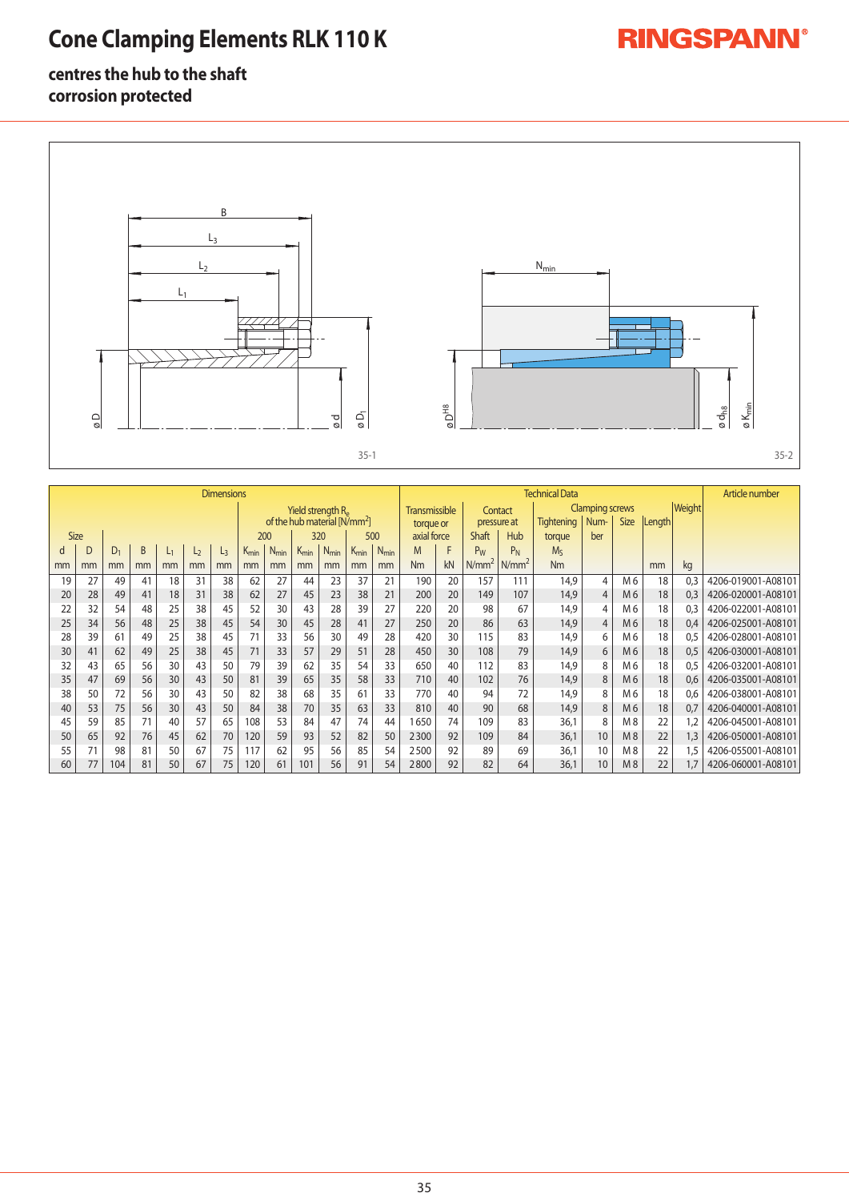# Cone Clamping Elements RLK 110 K

RINGSPANN®

**centres the hub to the shaft**
**corrosion protected**

B
$L_3$
$L_2$
$L_1$
ø D
ø d
ø $D_1$
35-1

$N_{min}$
ø $D^{H8}$
ø $d_{h8}$
ø $K_{min}$
35-2

| Dimensions | | | | | | | | | | | | | Technical Data | | | | | | | | | Article number |
|---|---|---|---|---|---|---|---|---|---|---|---|---|---|---|---|---|---|---|---|---|---|---|
| | | | | | | | Yield strength $R_e$ of the hub material [N/mm²] | | | | | | Transmissible torque or axial force | | Contact pressure at | | Clamping screws | | | | Weight | |
| Size | | | | | | | 200 | | 320 | | 500 | | | | Shaft | Hub | Tightening torque | Number | Size | Length | | |
| d | D | $D_1$ | B | $L_1$ | $L_2$ | $L_3$ | $K_{min}$ | $N_{min}$ | $K_{min}$ | $N_{min}$ | $K_{min}$ | $N_{min}$ | M | F | $P_W$ | $P_N$ | $M_S$ | | | | | |
| mm | mm | mm | mm | mm | mm | mm | mm | mm | mm | mm | mm | mm | Nm | kN | N/mm² | N/mm² | Nm | | | mm | kg | |
| 19 | 27 | 49 | 41 | 18 | 31 | 38 | 62 | 27 | 44 | 23 | 37 | 21 | 190 | 20 | 157 | 111 | 14,9 | 4 | M 6 | 18 | 0,3 | 4206-019001-A08101 |
| 20 | 28 | 49 | 41 | 18 | 31 | 38 | 62 | 27 | 45 | 23 | 38 | 21 | 200 | 20 | 149 | 107 | 14,9 | 4 | M 6 | 18 | 0,3 | 4206-020001-A08101 |
| 22 | 32 | 54 | 48 | 25 | 38 | 45 | 52 | 30 | 43 | 28 | 39 | 27 | 220 | 20 | 98 | 67 | 14,9 | 4 | M 6 | 18 | 0,3 | 4206-022001-A08101 |
| 25 | 34 | 56 | 48 | 25 | 38 | 45 | 54 | 30 | 45 | 28 | 41 | 27 | 250 | 20 | 86 | 63 | 14,9 | 4 | M 6 | 18 | 0,4 | 4206-025001-A08101 |
| 28 | 39 | 61 | 49 | 25 | 38 | 45 | 71 | 33 | 56 | 30 | 49 | 28 | 420 | 30 | 115 | 83 | 14,9 | 6 | M 6 | 18 | 0,5 | 4206-028001-A08101 |
| 30 | 41 | 62 | 49 | 25 | 38 | 45 | 71 | 33 | 57 | 29 | 51 | 28 | 450 | 30 | 108 | 79 | 14,9 | 6 | M 6 | 18 | 0,5 | 4206-030001-A08101 |
| 32 | 43 | 65 | 56 | 30 | 43 | 50 | 79 | 39 | 62 | 35 | 54 | 33 | 650 | 40 | 112 | 83 | 14,9 | 8 | M 6 | 18 | 0,5 | 4206-032001-A08101 |
| 35 | 47 | 69 | 56 | 30 | 43 | 50 | 81 | 39 | 65 | 35 | 58 | 33 | 710 | 40 | 102 | 76 | 14,9 | 8 | M 6 | 18 | 0,6 | 4206-035001-A08101 |
| 38 | 50 | 72 | 56 | 30 | 43 | 50 | 82 | 38 | 68 | 35 | 61 | 33 | 770 | 40 | 94 | 72 | 14,9 | 8 | M 6 | 18 | 0,6 | 4206-038001-A08101 |
| 40 | 53 | 75 | 56 | 30 | 43 | 50 | 84 | 38 | 70 | 35 | 63 | 33 | 810 | 40 | 90 | 68 | 14,9 | 8 | M 6 | 18 | 0,7 | 4206-040001-A08101 |
| 45 | 59 | 85 | 71 | 40 | 57 | 65 | 108 | 53 | 84 | 47 | 74 | 44 | 1650 | 74 | 109 | 83 | 36,1 | 8 | M 8 | 22 | 1,2 | 4206-045001-A08101 |
| 50 | 65 | 92 | 76 | 45 | 62 | 70 | 120 | 59 | 93 | 52 | 82 | 50 | 2300 | 92 | 109 | 84 | 36,1 | 10 | M 8 | 22 | 1,3 | 4206-050001-A08101 |
| 55 | 71 | 98 | 81 | 50 | 67 | 75 | 117 | 62 | 95 | 56 | 85 | 54 | 2500 | 92 | 89 | 69 | 36,1 | 10 | M 8 | 22 | 1,5 | 4206-055001-A08101 |
| 60 | 77 | 104 | 81 | 50 | 67 | 75 | 120 | 61 | 101 | 56 | 91 | 54 | 2800 | 92 | 82 | 64 | 36,1 | 10 | M 8 | 22 | 1,7 | 4206-060001-A08101 |